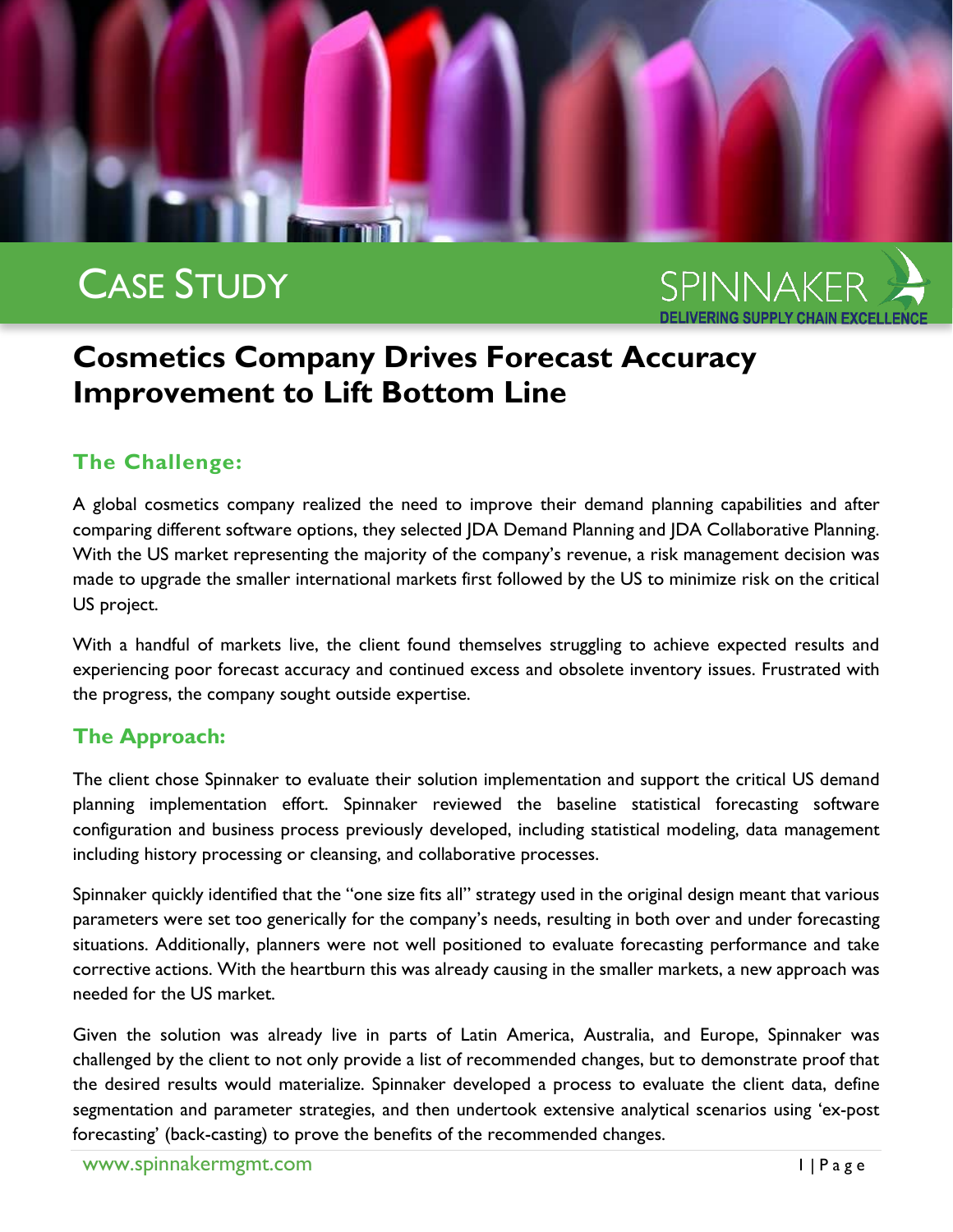CASE STUDY

SPINNAKER
DELIVERING SUPPLY CHAIN EXCELLENCE

# Cosmetics Company Drives Forecast Accuracy Improvement to Lift Bottom Line

## The Challenge:

A global cosmetics company realized the need to improve their demand planning capabilities and after comparing different software options, they selected JDA Demand Planning and JDA Collaborative Planning. With the US market representing the majority of the company's revenue, a risk management decision was made to upgrade the smaller international markets first followed by the US to minimize risk on the critical US project.

With a handful of markets live, the client found themselves struggling to achieve expected results and experiencing poor forecast accuracy and continued excess and obsolete inventory issues. Frustrated with the progress, the company sought outside expertise.

## The Approach:

The client chose Spinnaker to evaluate their solution implementation and support the critical US demand planning implementation effort. Spinnaker reviewed the baseline statistical forecasting software configuration and business process previously developed, including statistical modeling, data management including history processing or cleansing, and collaborative processes.

Spinnaker quickly identified that the "one size fits all" strategy used in the original design meant that various parameters were set too generically for the company's needs, resulting in both over and under forecasting situations. Additionally, planners were not well positioned to evaluate forecasting performance and take corrective actions. With the heartburn this was already causing in the smaller markets, a new approach was needed for the US market.

Given the solution was already live in parts of Latin America, Australia, and Europe, Spinnaker was challenged by the client to not only provide a list of recommended changes, but to demonstrate proof that the desired results would materialize. Spinnaker developed a process to evaluate the client data, define segmentation and parameter strategies, and then undertook extensive analytical scenarios using 'ex-post forecasting' (back-casting) to prove the benefits of the recommended changes.

www.spinnakermgmt.com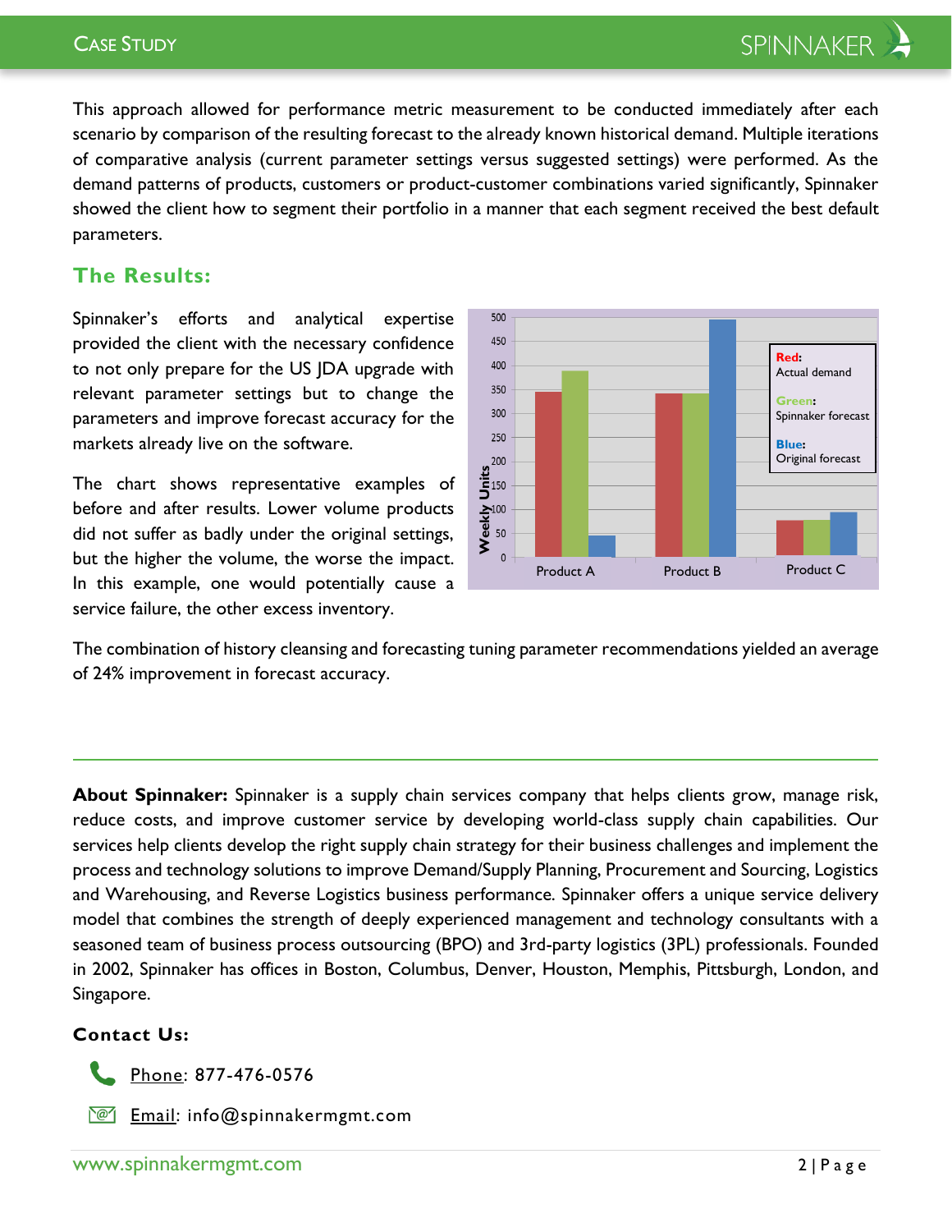This approach allowed for performance metric measurement to be conducted immediately after each scenario by comparison of the resulting forecast to the already known historical demand. Multiple iterations of comparative analysis (current parameter settings versus suggested settings) were performed. As the demand patterns of products, customers or product-customer combinations varied significantly, Spinnaker showed the client how to segment their portfolio in a manner that each segment received the best default parameters.

## The Results:

Spinnaker's efforts and analytical expertise provided the client with the necessary confidence to not only prepare for the US JDA upgrade with relevant parameter settings but to change the parameters and improve forecast accuracy for the markets already live on the software.

The chart shows representative examples of before and after results. Lower volume products did not suffer as badly under the original settings, but the higher the volume, the worse the impact. In this example, one would potentially cause a service failure, the other excess inventory.

Weekly Units
500
450
400
350
300
250
200
150
100
50
0
Product A
Product B
Product C
Red: Actual demand
Green: Spinnaker forecast
Blue: Original forecast

The combination of history cleansing and forecasting tuning parameter recommendations yielded an average of 24% improvement in forecast accuracy.

---

**About Spinnaker:** Spinnaker is a supply chain services company that helps clients grow, manage risk, reduce costs, and improve customer service by developing world-class supply chain capabilities. Our services help clients develop the right supply chain strategy for their business challenges and implement the process and technology solutions to improve Demand/Supply Planning, Procurement and Sourcing, Logistics and Warehousing, and Reverse Logistics business performance. Spinnaker offers a unique service delivery model that combines the strength of deeply experienced management and technology consultants with a seasoned team of business process outsourcing (BPO) and 3rd-party logistics (3PL) professionals. Founded in 2002, Spinnaker has offices in Boston, Columbus, Denver, Houston, Memphis, Pittsburgh, London, and Singapore.

### Contact Us:

- Phone: 877-476-0576
- Email: info@spinnakermgmt.com

www.spinnakermgmt.com